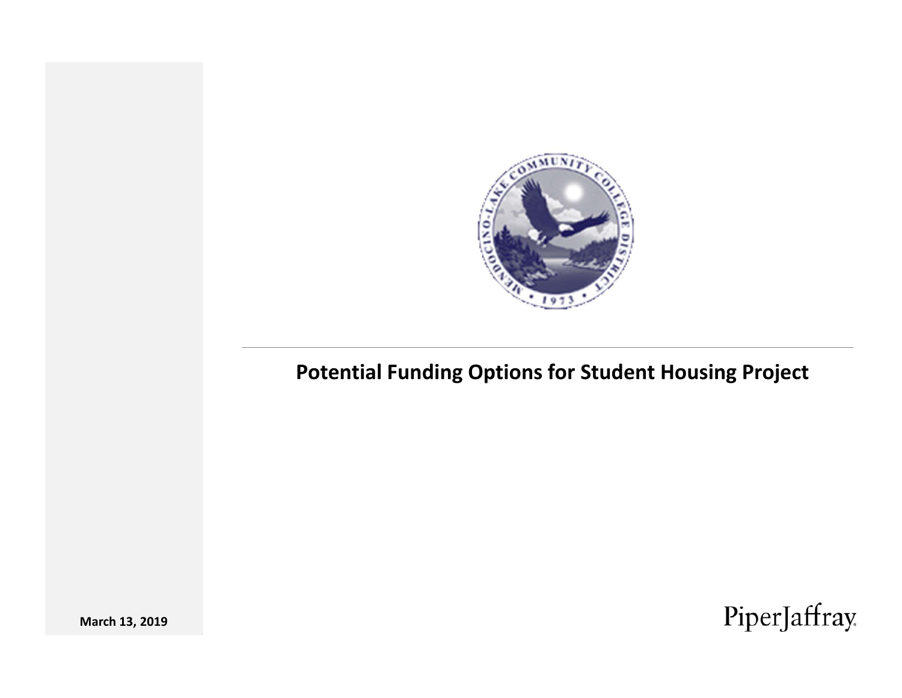# Potential Funding Options for Student Housing Project

March 13, 2019

PiperJaffray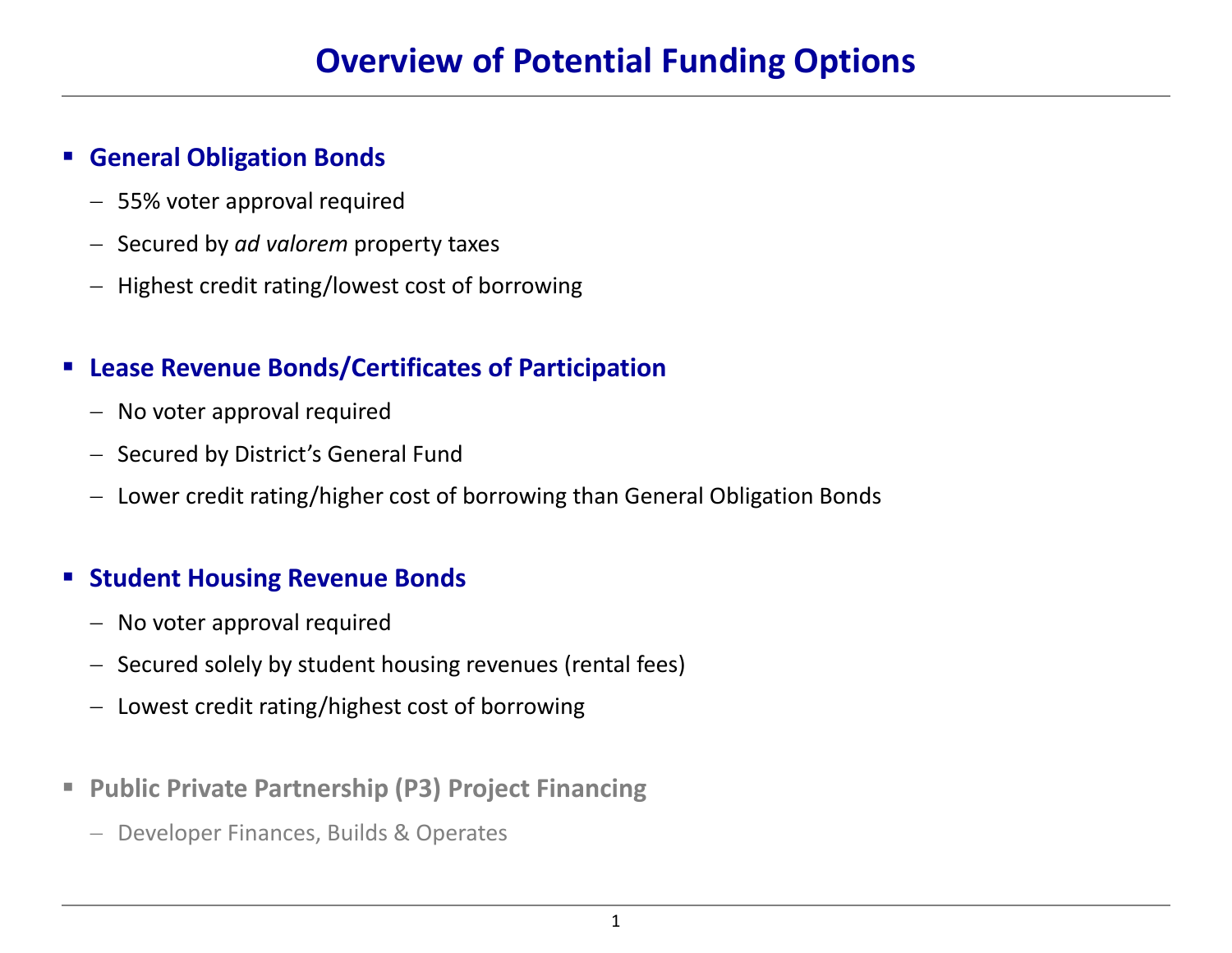# Overview of Potential Funding Options

- **General Obligation Bonds**
  - 55% voter approval required
  - Secured by *ad valorem* property taxes
  - Highest credit rating/lowest cost of borrowing

- **Lease Revenue Bonds/Certificates of Participation**
  - No voter approval required
  - Secured by District's General Fund
  - Lower credit rating/higher cost of borrowing than General Obligation Bonds

- **Student Housing Revenue Bonds**
  - No voter approval required
  - Secured solely by student housing revenues (rental fees)
  - Lowest credit rating/highest cost of borrowing

- **Public Private Partnership (P3) Project Financing**
  - Developer Finances, Builds & Operates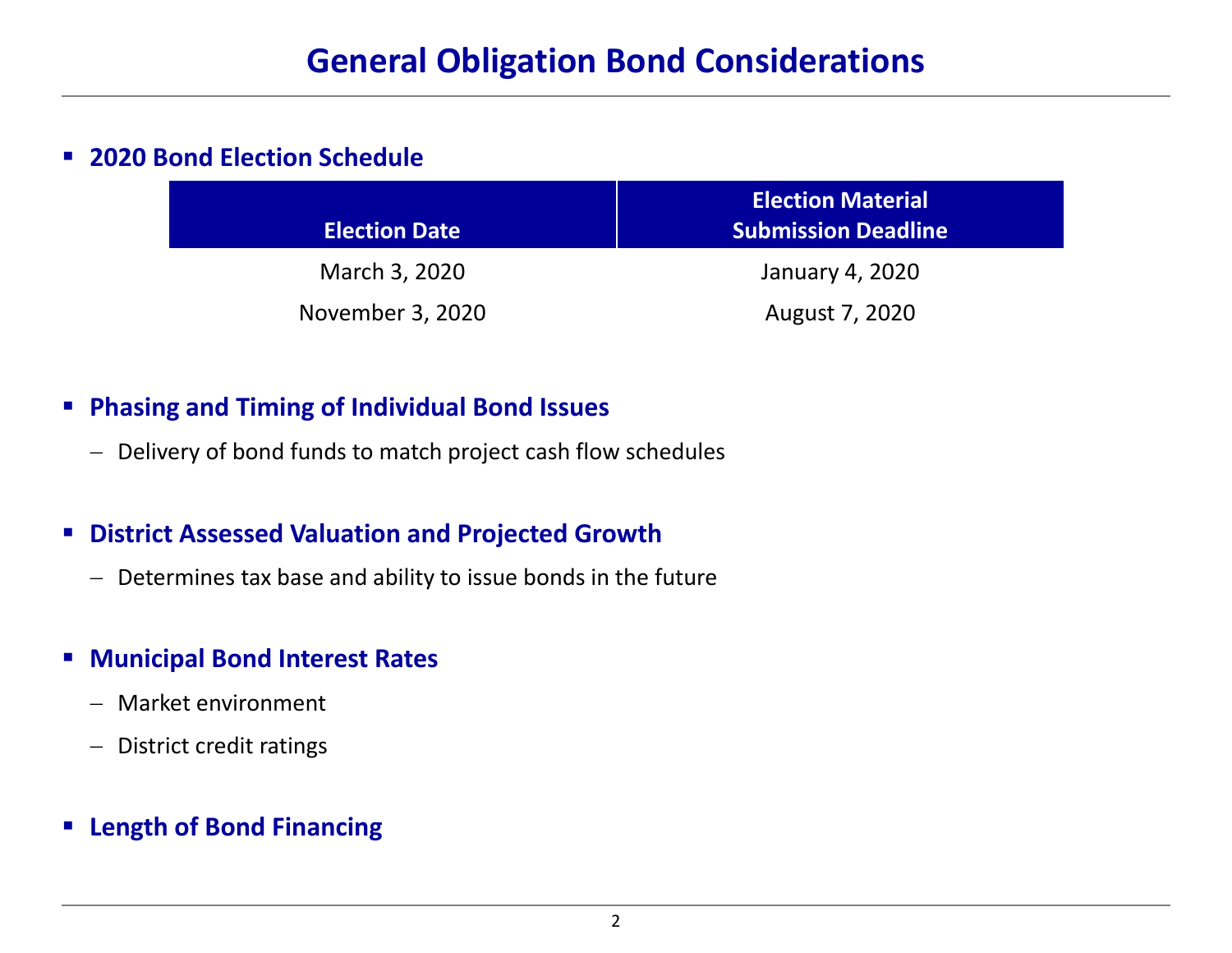# General Obligation Bond Considerations

- **2020 Bond Election Schedule**

| Election Date | Election Material Submission Deadline |
|---|---|
| March 3, 2020 | January 4, 2020 |
| November 3, 2020 | August 7, 2020 |

- **Phasing and Timing of Individual Bond Issues**
  - Delivery of bond funds to match project cash flow schedules

- **District Assessed Valuation and Projected Growth**
  - Determines tax base and ability to issue bonds in the future

- **Municipal Bond Interest Rates**
  - Market environment
  - District credit ratings

- **Length of Bond Financing**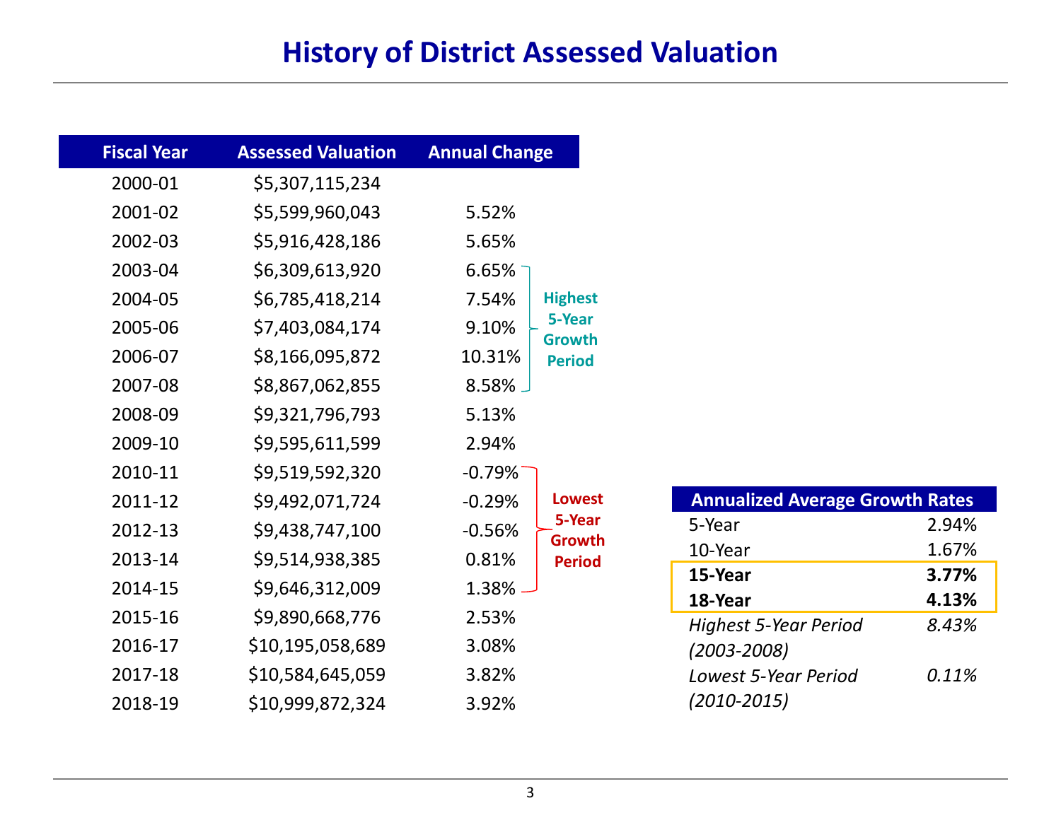# History of District Assessed Valuation

| Fiscal Year | Assessed Valuation | Annual Change | |
|---|---|---|---|
| 2000-01 | $5,307,115,234 | | |
| 2001-02 | $5,599,960,043 | 5.52% | |
| 2002-03 | $5,916,428,186 | 5.65% | |
| 2003-04 | $6,309,613,920 | 6.65% | Highest 5-Year Growth Period |
| 2004-05 | $6,785,418,214 | 7.54% | Highest 5-Year Growth Period |
| 2005-06 | $7,403,084,174 | 9.10% | Highest 5-Year Growth Period |
| 2006-07 | $8,166,095,872 | 10.31% | Highest 5-Year Growth Period |
| 2007-08 | $8,867,062,855 | 8.58% | Highest 5-Year Growth Period |
| 2008-09 | $9,321,796,793 | 5.13% | |
| 2009-10 | $9,595,611,599 | 2.94% | |
| 2010-11 | $9,519,592,320 | -0.79% | Lowest 5-Year Growth Period |
| 2011-12 | $9,492,071,724 | -0.29% | Lowest 5-Year Growth Period |
| 2012-13 | $9,438,747,100 | -0.56% | Lowest 5-Year Growth Period |
| 2013-14 | $9,514,938,385 | 0.81% | Lowest 5-Year Growth Period |
| 2014-15 | $9,646,312,009 | 1.38% | Lowest 5-Year Growth Period |
| 2015-16 | $9,890,668,776 | 2.53% | |
| 2016-17 | $10,195,058,689 | 3.08% | |
| 2017-18 | $10,584,645,059 | 3.82% | |
| 2018-19 | $10,999,872,324 | 3.92% | |

| Annualized Average Growth Rates | |
|---|---|
| 5-Year | 2.94% |
| 10-Year | 1.67% |
| **15-Year** | **3.77%** |
| **18-Year** | **4.13%** |
| *Highest 5-Year Period (2003-2008)* | *8.43%* |
| *Lowest 5-Year Period (2010-2015)* | *0.11%* |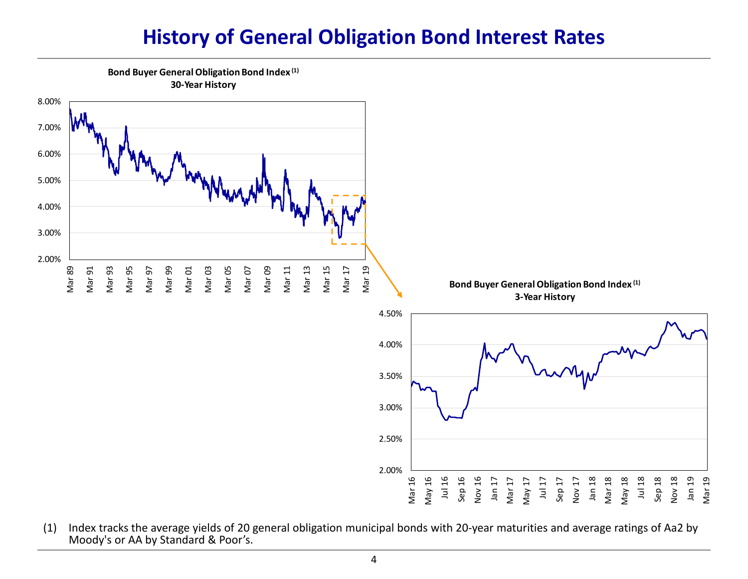# History of General Obligation Bond Interest Rates

**Bond Buyer General Obligation Bond Index (1)**
**30-Year History**

8.00%
7.00%
6.00%
5.00%
4.00%
3.00%
2.00%

Mar 89, Mar 91, Mar 93, Mar 95, Mar 97, Mar 99, Mar 01, Mar 03, Mar 05, Mar 07, Mar 09, Mar 11, Mar 13, Mar 15, Mar 17, Mar 19

**Bond Buyer General Obligation Bond Index (1)**
**3-Year History**

4.50%
4.00%
3.50%
3.00%
2.50%
2.00%

Mar 16, May 16, Jul 16, Sep 16, Nov 16, Jan 17, Mar 17, May 17, Jul 17, Sep 17, Nov 17, Jan 18, Mar 18, May 18, Jul 18, Sep 18, Nov 18, Jan 19, Mar 19

(1) Index tracks the average yields of 20 general obligation municipal bonds with 20-year maturities and average ratings of Aa2 by Moody's or AA by Standard & Poor's.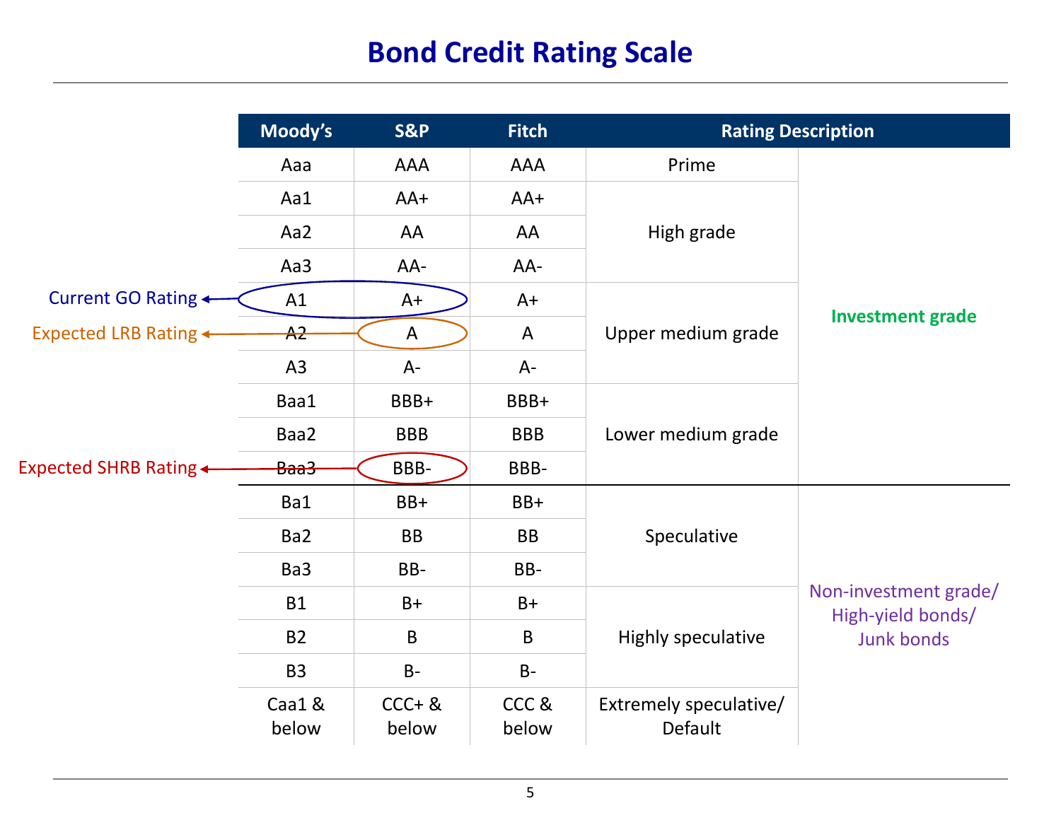# Bond Credit Rating Scale

| Moody's | S&P | Fitch | Rating Description | |
|---|---|---|---|---|
| Aaa | AAA | AAA | Prime | Investment grade |
| Aa1 | AA+ | AA+ | High grade | |
| Aa2 | AA | AA | | |
| Aa3 | AA- | AA- | | |
| A1 | A+ | A+ | Upper medium grade | |
| A2 | A | A | | |
| A3 | A- | A- | | |
| Baa1 | BBB+ | BBB+ | Lower medium grade | |
| Baa2 | BBB | BBB | | |
| Baa3 | BBB- | BBB- | | |
| Ba1 | BB+ | BB+ | Speculative | Non-investment grade/ High-yield bonds/ Junk bonds |
| Ba2 | BB | BB | | |
| Ba3 | BB- | BB- | | |
| B1 | B+ | B+ | Highly speculative | |
| B2 | B | B | | |
| B3 | B- | B- | | |
| Caa1 & below | CCC+ & below | CCC & below | Extremely speculative/ Default | |

Current GO Rating: A1 / A+

Expected LRB Rating: A

Expected SHRB Rating: BBB-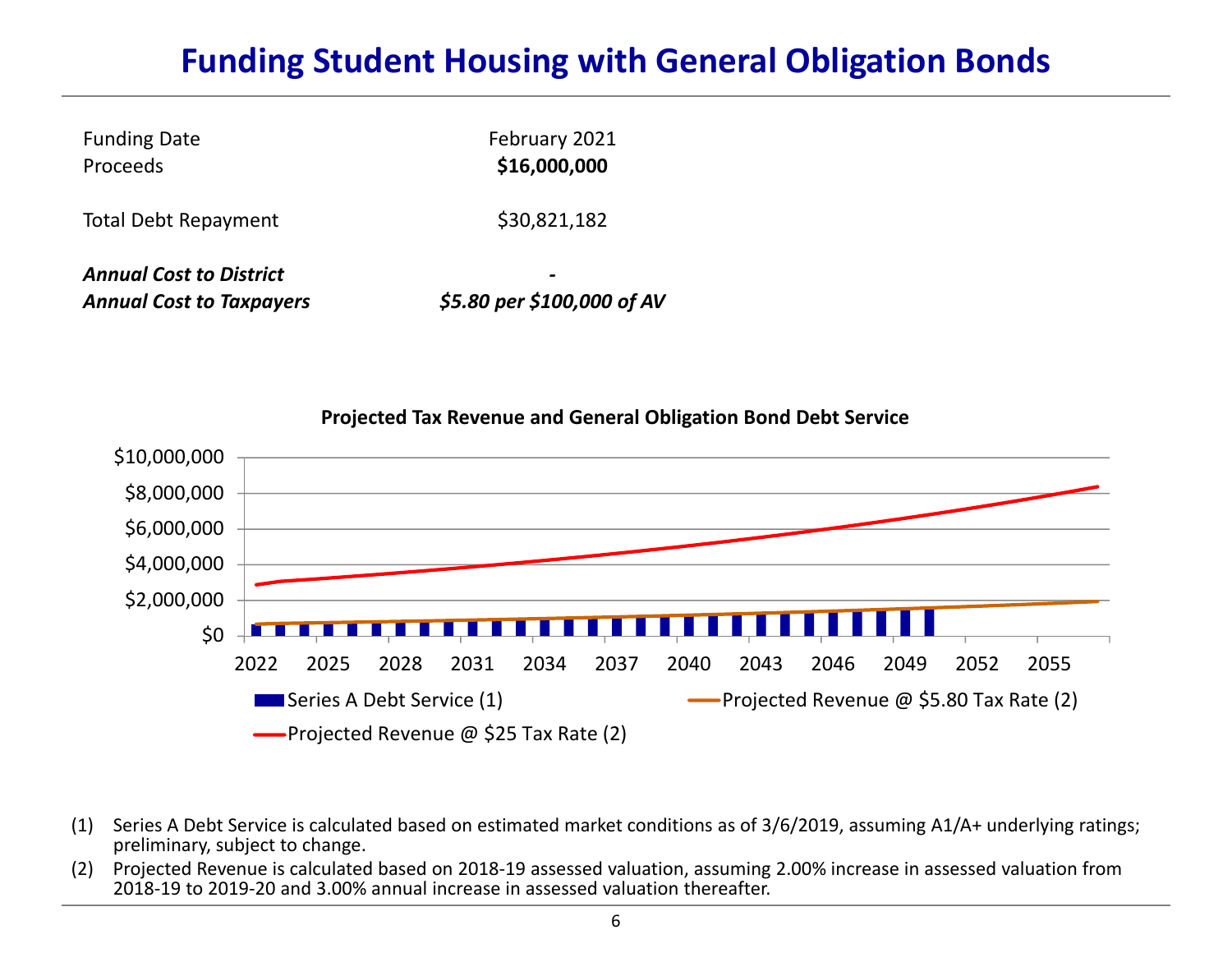# Funding Student Housing with General Obligation Bonds

| | |
|---|---|
| Funding Date | February 2021 |
| Proceeds | **$16,000,000** |
| Total Debt Repayment | $30,821,182 |
| ***Annual Cost to District*** | ***-*** |
| ***Annual Cost to Taxpayers*** | ***$5.80 per $100,000 of AV*** |

**Projected Tax Revenue and General Obligation Bond Debt Service**

Chart legend: Series A Debt Service (1); Projected Revenue @ $5.80 Tax Rate (2); Projected Revenue @ $25 Tax Rate (2)

Y-axis: $0, $2,000,000, $4,000,000, $6,000,000, $8,000,000, $10,000,000

X-axis: 2022, 2025, 2028, 2031, 2034, 2037, 2040, 2043, 2046, 2049, 2052, 2055

(1) Series A Debt Service is calculated based on estimated market conditions as of 3/6/2019, assuming A1/A+ underlying ratings; preliminary, subject to change.

(2) Projected Revenue is calculated based on 2018-19 assessed valuation, assuming 2.00% increase in assessed valuation from 2018-19 to 2019-20 and 3.00% annual increase in assessed valuation thereafter.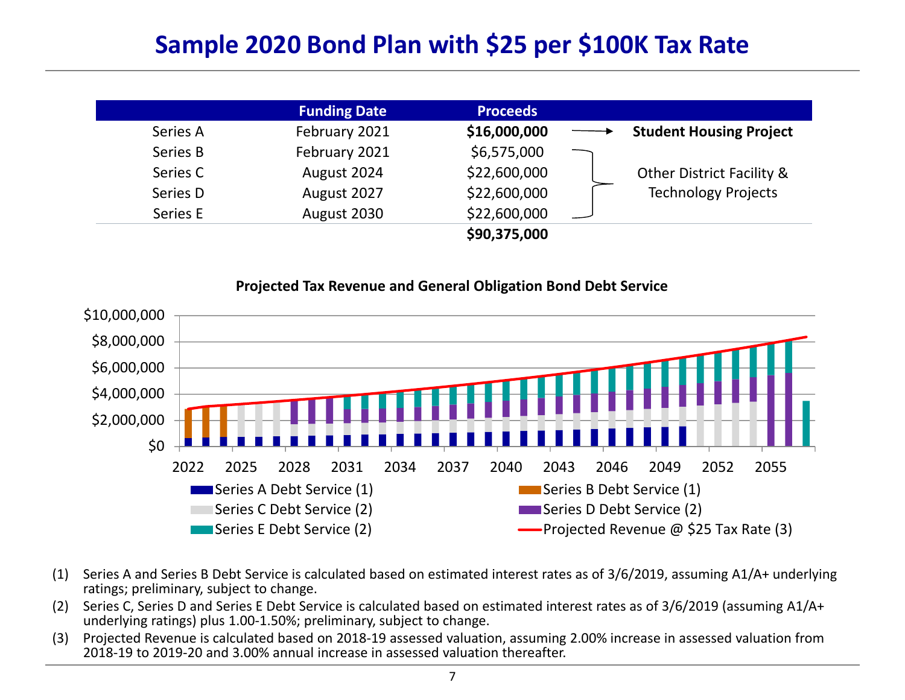# Sample 2020 Bond Plan with $25 per $100K Tax Rate

| | Funding Date | Proceeds | |
|---|---|---|---|
| Series A | February 2021 | **$16,000,000** | **Student Housing Project** |
| Series B | February 2021 | $6,575,000 | Other District Facility & Technology Projects |
| Series C | August 2024 | $22,600,000 | |
| Series D | August 2027 | $22,600,000 | |
| Series E | August 2030 | $22,600,000 | |
| | | **$90,375,000** | |

**Projected Tax Revenue and General Obligation Bond Debt Service**

Legend:
- Series A Debt Service (1)
- Series B Debt Service (1)
- Series C Debt Service (2)
- Series D Debt Service (2)
- Series E Debt Service (2)
- Projected Revenue @ $25 Tax Rate (3)

(1) Series A and Series B Debt Service is calculated based on estimated interest rates as of 3/6/2019, assuming A1/A+ underlying ratings; preliminary, subject to change.

(2) Series C, Series D and Series E Debt Service is calculated based on estimated interest rates as of 3/6/2019 (assuming A1/A+ underlying ratings) plus 1.00-1.50%; preliminary, subject to change.

(3) Projected Revenue is calculated based on 2018-19 assessed valuation, assuming 2.00% increase in assessed valuation from 2018-19 to 2019-20 and 3.00% annual increase in assessed valuation thereafter.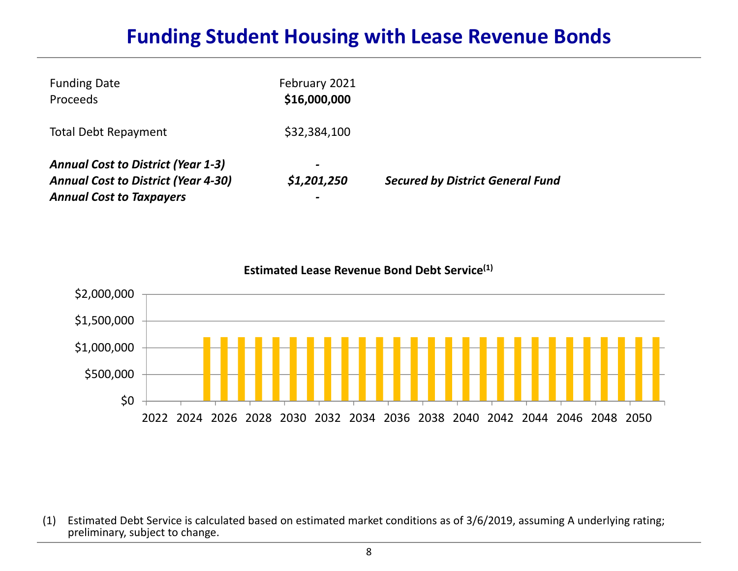# Funding Student Housing with Lease Revenue Bonds

| | | |
|---|---|---|
| Funding Date | February 2021 | |
| Proceeds | **$16,000,000** | |
| | | |
| Total Debt Repayment | $32,384,100 | |
| | | |
| ***Annual Cost to District (Year 1-3)*** | ***-*** | |
| ***Annual Cost to District (Year 4-30)*** | ***$1,201,250*** | ***Secured by District General Fund*** |
| ***Annual Cost to Taxpayers*** | ***-*** | |

**Estimated Lease Revenue Bond Debt Service[(1)]**

$2,000,000
$1,500,000
$1,000,000
$500,000
$0

2022 2024 2026 2028 2030 2032 2034 2036 2038 2040 2042 2044 2046 2048 2050

(1) Estimated Debt Service is calculated based on estimated market conditions as of 3/6/2019, assuming A underlying rating; preliminary, subject to change.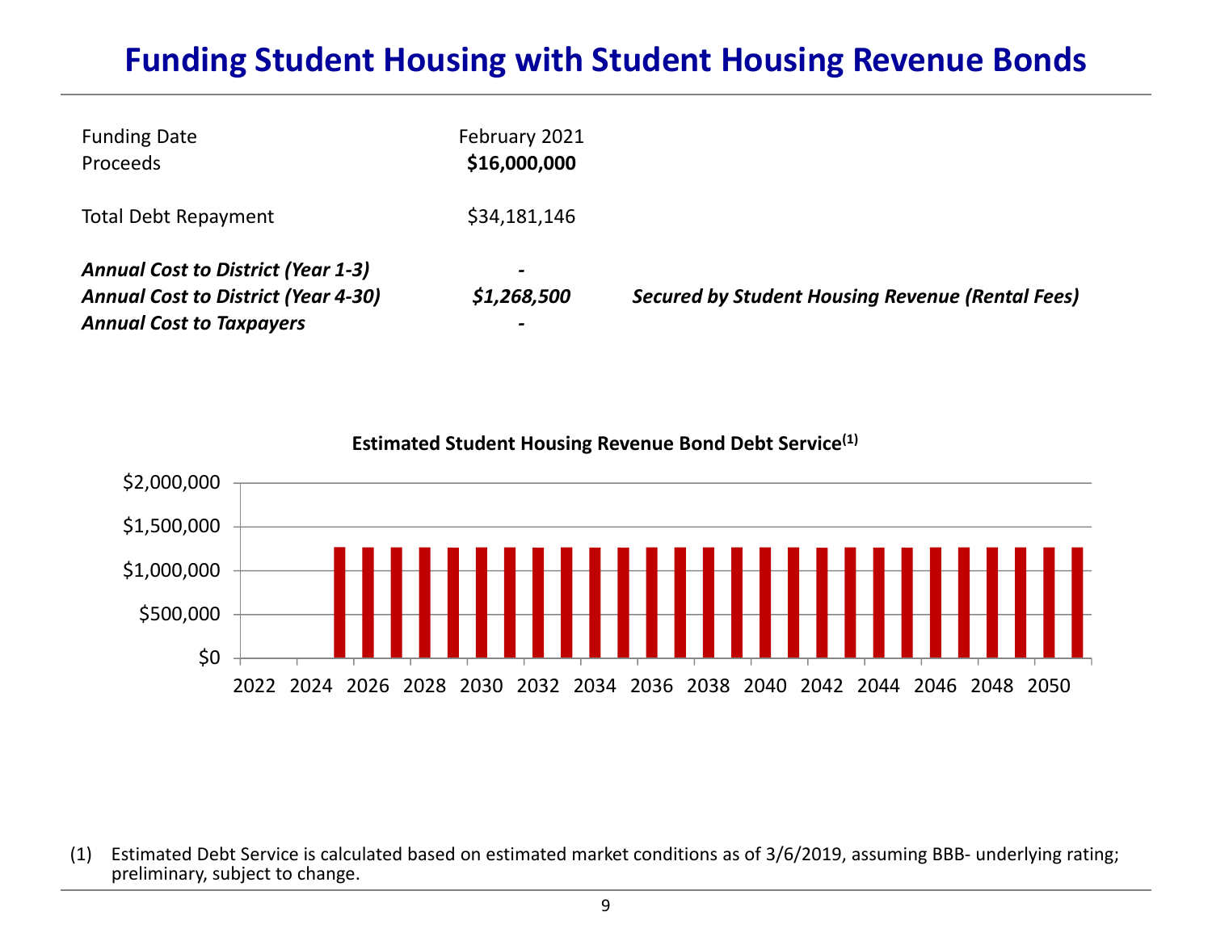# Funding Student Housing with Student Housing Revenue Bonds

| | | |
|---|---|---|
| Funding Date | February 2021 | |
| Proceeds | **$16,000,000** | |
| | | |
| Total Debt Repayment | $34,181,146 | |
| | | |
| ***Annual Cost to District (Year 1-3)*** | ***-*** | |
| ***Annual Cost to District (Year 4-30)*** | ***$1,268,500*** | ***Secured by Student Housing Revenue (Rental Fees)*** |
| ***Annual Cost to Taxpayers*** | ***-*** | |

**Estimated Student Housing Revenue Bond Debt Service(1)**

(1) Estimated Debt Service is calculated based on estimated market conditions as of 3/6/2019, assuming BBB- underlying rating; preliminary, subject to change.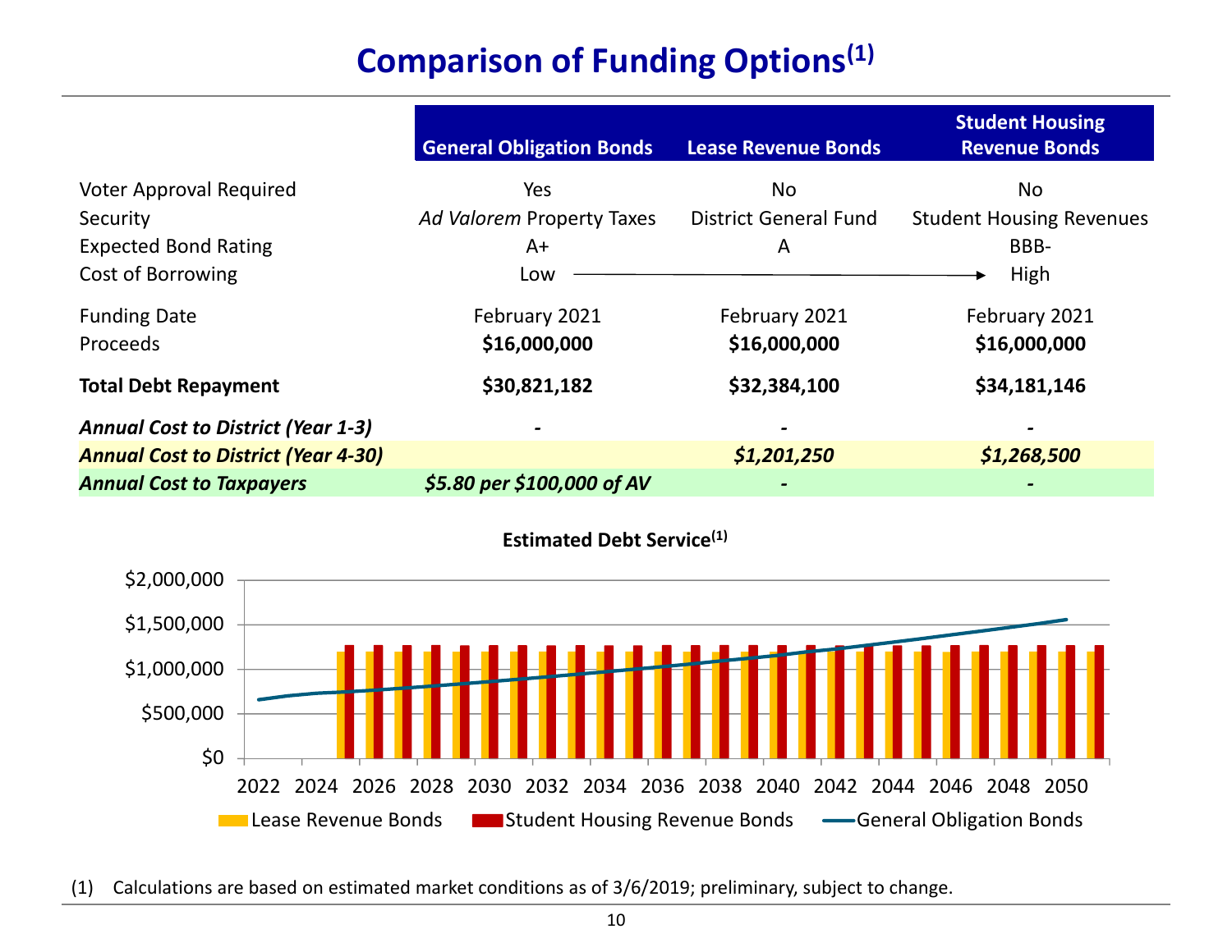# Comparison of Funding Options[1]

| | General Obligation Bonds | Lease Revenue Bonds | Student Housing Revenue Bonds |
|---|---|---|---|
| Voter Approval Required | Yes | No | No |
| Security | *Ad Valorem* Property Taxes | District General Fund | Student Housing Revenues |
| Expected Bond Rating | A+ | A | BBB- |
| Cost of Borrowing | Low | ——————→ | High |
| Funding Date | February 2021 | February 2021 | February 2021 |
| Proceeds | **$16,000,000** | **$16,000,000** | **$16,000,000** |
| **Total Debt Repayment** | **$30,821,182** | **$32,384,100** | **$34,181,146** |
| ***Annual Cost to District (Year 1-3)*** | - | - | - |
| ***Annual Cost to District (Year 4-30)*** | | ***$1,201,250*** | ***$1,268,500*** |
| ***Annual Cost to Taxpayers*** | ***$5.80 per $100,000 of AV*** | - | - |

**Estimated Debt Service[1]**

(Chart: Lease Revenue Bonds, Student Housing Revenue Bonds, General Obligation Bonds; y-axis $0 to $2,000,000; x-axis 2022 to 2050)

(1) Calculations are based on estimated market conditions as of 3/6/2019; preliminary, subject to change.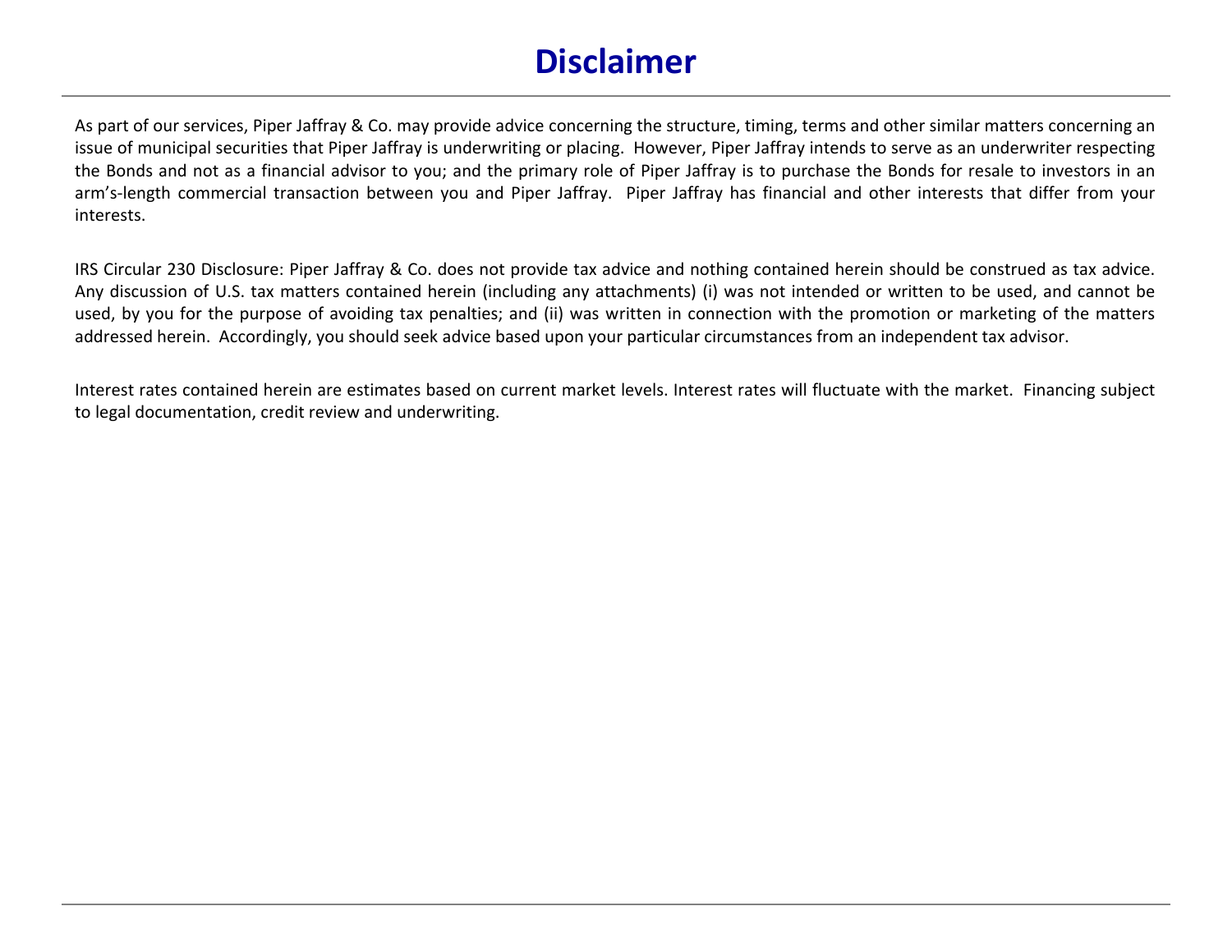# Disclaimer

As part of our services, Piper Jaffray & Co. may provide advice concerning the structure, timing, terms and other similar matters concerning an issue of municipal securities that Piper Jaffray is underwriting or placing. However, Piper Jaffray intends to serve as an underwriter respecting the Bonds and not as a financial advisor to you; and the primary role of Piper Jaffray is to purchase the Bonds for resale to investors in an arm's-length commercial transaction between you and Piper Jaffray. Piper Jaffray has financial and other interests that differ from your interests.

IRS Circular 230 Disclosure: Piper Jaffray & Co. does not provide tax advice and nothing contained herein should be construed as tax advice. Any discussion of U.S. tax matters contained herein (including any attachments) (i) was not intended or written to be used, and cannot be used, by you for the purpose of avoiding tax penalties; and (ii) was written in connection with the promotion or marketing of the matters addressed herein. Accordingly, you should seek advice based upon your particular circumstances from an independent tax advisor.

Interest rates contained herein are estimates based on current market levels. Interest rates will fluctuate with the market. Financing subject to legal documentation, credit review and underwriting.